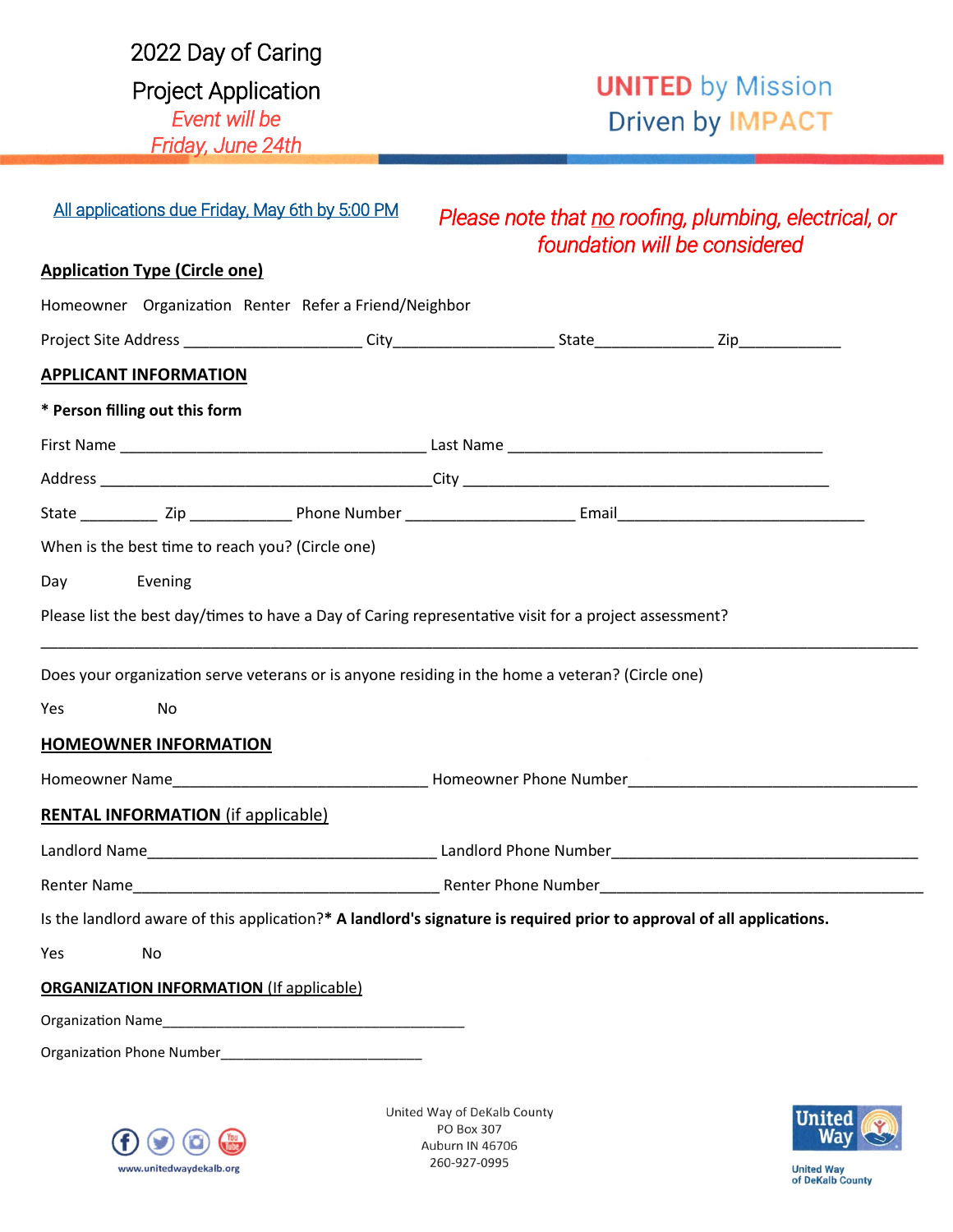# 2022 Day of Caring Project Application

*Event will be Friday, June 24th*

**UNITED** by Mission
Driven by **IMPACT**

All applications due Friday, May 6th by 5:00 PM

*Please note that no roofing, plumbing, electrical, or foundation will be considered*

**Application Type (Circle one)**

Homeowner   Organization   Renter   Refer a Friend/Neighbor

Project Site Address ____________________ City__________________ State_____________ Zip___________

**APPLICANT INFORMATION**

**\* Person filling out this form**

First Name ____________________________________ Last Name ____________________________________

Address _______________________________________ City ___________________________________________

State _________ Zip ____________ Phone Number ____________________ Email_____________________________

When is the best time to reach you? (Circle one)

Day   Evening

Please list the best day/times to have a Day of Caring representative visit for a project assessment?

_____________________________________________________________________________________________

Does your organization serve veterans or is anyone residing in the home a veteran? (Circle one)

Yes   No

**HOMEOWNER INFORMATION**

Homeowner Name______________________________ Homeowner Phone Number__________________________________

**RENTAL INFORMATION (if applicable)**

Landlord Name__________________________________ Landlord Phone Number___________________________________

Renter Name____________________________________ Renter Phone Number_____________________________________

Is the landlord aware of this application?**\* A landlord's signature is required prior to approval of all applications.**

Yes   No

**ORGANIZATION INFORMATION (If applicable)**

Organization Name______________________________________

Organization Phone Number__________________________

www.unitedwaydekalb.org

United Way of DeKalb County
PO Box 307
Auburn IN 46706
260-927-0995

United Way of DeKalb County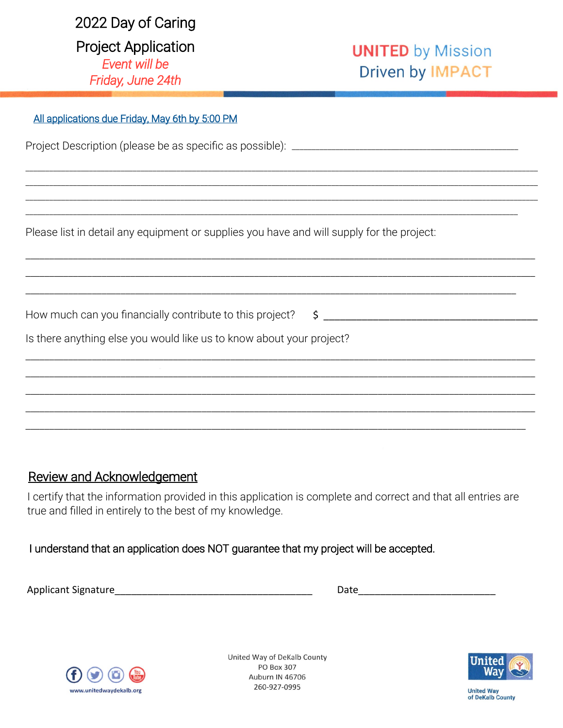# 2022 Day of Caring

## Project Application

*Event will be Friday, June 24th*

UNITED by Mission
Driven by IMPACT

All applications due Friday, May 6th by 5:00 PM

Project Description (please be as specific as possible): ____________________________________________

____________________________________________________________________________________________

____________________________________________________________________________________________

____________________________________________________________________________________________

____________________________________________________________________________________________

Please list in detail any equipment or supplies you have and will supply for the project:

____________________________________________________________________________________________

____________________________________________________________________________________________

____________________________________________________________________________________________

How much can you financially contribute to this project? $ ______________________________________

Is there anything else you would like us to know about your project?

____________________________________________________________________________________________

____________________________________________________________________________________________

____________________________________________________________________________________________

____________________________________________________________________________________________

____________________________________________________________________________________________

## Review and Acknowledgement

I certify that the information provided in this application is complete and correct and that all entries are true and filled in entirely to the best of my knowledge.

I understand that an application does NOT guarantee that my project will be accepted.

Applicant Signature______________________________________ Date__________________________

www.unitedwaydekalb.org

United Way of DeKalb County
PO Box 307
Auburn IN 46706
260-927-0995

United Way of DeKalb County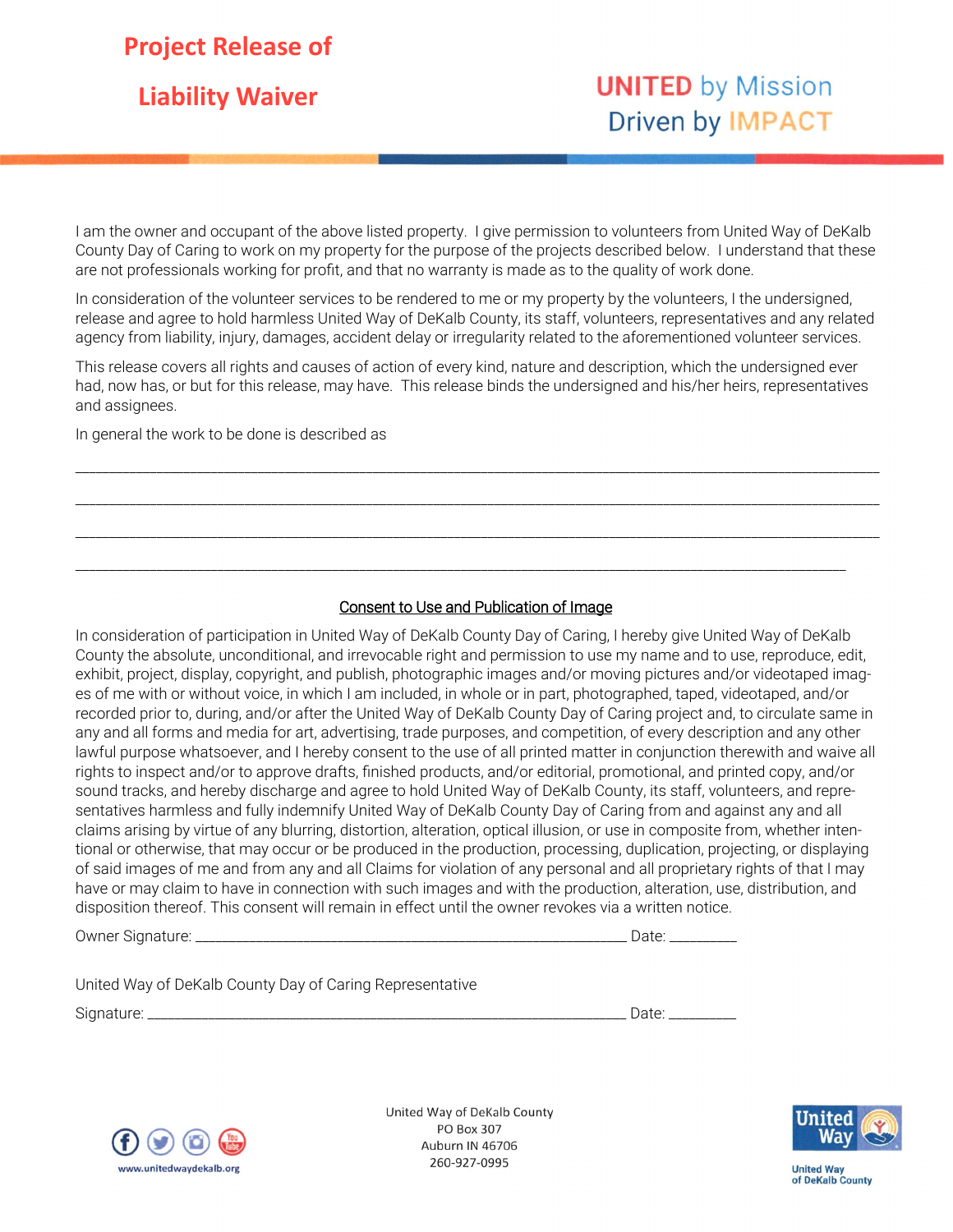# Project Release of Liability Waiver

**UNITED by Mission**
**Driven by IMPACT**

I am the owner and occupant of the above listed property. I give permission to volunteers from United Way of DeKalb County Day of Caring to work on my property for the purpose of the projects described below. I understand that these are not professionals working for profit, and that no warranty is made as to the quality of work done.

In consideration of the volunteer services to be rendered to me or my property by the volunteers, I the undersigned, release and agree to hold harmless United Way of DeKalb County, its staff, volunteers, representatives and any related agency from liability, injury, damages, accident delay or irregularity related to the aforementioned volunteer services.

This release covers all rights and causes of action of every kind, nature and description, which the undersigned ever had, now has, or but for this release, may have. This release binds the undersigned and his/her heirs, representatives and assignees.

In general the work to be done is described as

______________________________________________________________________________________

______________________________________________________________________________________

______________________________________________________________________________________

______________________________________________________________________________________

## Consent to Use and Publication of Image

In consideration of participation in United Way of DeKalb County Day of Caring, I hereby give United Way of DeKalb County the absolute, unconditional, and irrevocable right and permission to use my name and to use, reproduce, edit, exhibit, project, display, copyright, and publish, photographic images and/or moving pictures and/or videotaped images of me with or without voice, in which I am included, in whole or in part, photographed, taped, videotaped, and/or recorded prior to, during, and/or after the United Way of DeKalb County Day of Caring project and, to circulate same in any and all forms and media for art, advertising, trade purposes, and competition, of every description and any other lawful purpose whatsoever, and I hereby consent to the use of all printed matter in conjunction therewith and waive all rights to inspect and/or to approve drafts, finished products, and/or editorial, promotional, and printed copy, and/or sound tracks, and hereby discharge and agree to hold United Way of DeKalb County, its staff, volunteers, and representatives harmless and fully indemnify United Way of DeKalb County Day of Caring from and against any and all claims arising by virtue of any blurring, distortion, alteration, optical illusion, or use in composite from, whether intentional or otherwise, that may occur or be produced in the production, processing, duplication, projecting, or displaying of said images of me and from any and all Claims for violation of any personal and all proprietary rights of that I may have or may claim to have in connection with such images and with the production, alteration, use, distribution, and disposition thereof. This consent will remain in effect until the owner revokes via a written notice.

Owner Signature: ____________________________________________ Date: ________

United Way of DeKalb County Day of Caring Representative

Signature: _________________________________________________ Date: ________

www.unitedwaydekalb.org

United Way of DeKalb County
PO Box 307
Auburn IN 46706
260-927-0995

United Way of DeKalb County